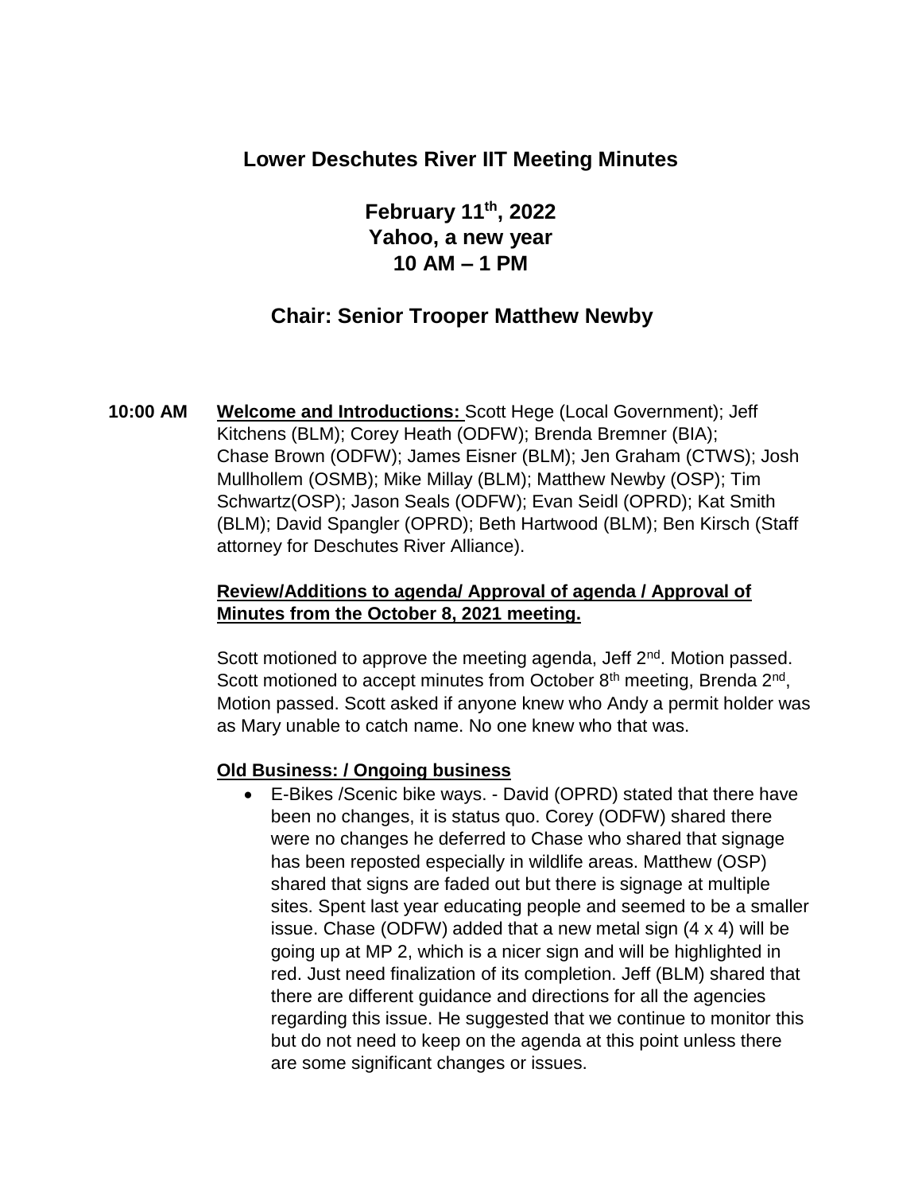# Lower Deschutes River IIT Meeting Minutes

## February 11th, 2022
## Yahoo, a new year
## 10 AM – 1 PM

## Chair: Senior Trooper Matthew Newby

**10:00 AM** **Welcome and Introductions:** Scott Hege (Local Government); Jeff Kitchens (BLM); Corey Heath (ODFW); Brenda Bremner (BIA); Chase Brown (ODFW); James Eisner (BLM); Jen Graham (CTWS); Josh Mullhollem (OSMB); Mike Millay (BLM); Matthew Newby (OSP); Tim Schwartz(OSP); Jason Seals (ODFW); Evan Seidl (OPRD); Kat Smith (BLM); David Spangler (OPRD); Beth Hartwood (BLM); Ben Kirsch (Staff attorney for Deschutes River Alliance).

**Review/Additions to agenda/ Approval of agenda / Approval of Minutes from the October 8, 2021 meeting.**

Scott motioned to approve the meeting agenda, Jeff 2nd. Motion passed. Scott motioned to accept minutes from October 8th meeting, Brenda 2nd, Motion passed. Scott asked if anyone knew who Andy a permit holder was as Mary unable to catch name. No one knew who that was.

**Old Business: / Ongoing business**

- E-Bikes /Scenic bike ways. - David (OPRD) stated that there have been no changes, it is status quo. Corey (ODFW) shared there were no changes he deferred to Chase who shared that signage has been reposted especially in wildlife areas. Matthew (OSP) shared that signs are faded out but there is signage at multiple sites. Spent last year educating people and seemed to be a smaller issue. Chase (ODFW) added that a new metal sign (4 x 4) will be going up at MP 2, which is a nicer sign and will be highlighted in red. Just need finalization of its completion. Jeff (BLM) shared that there are different guidance and directions for all the agencies regarding this issue. He suggested that we continue to monitor this but do not need to keep on the agenda at this point unless there are some significant changes or issues.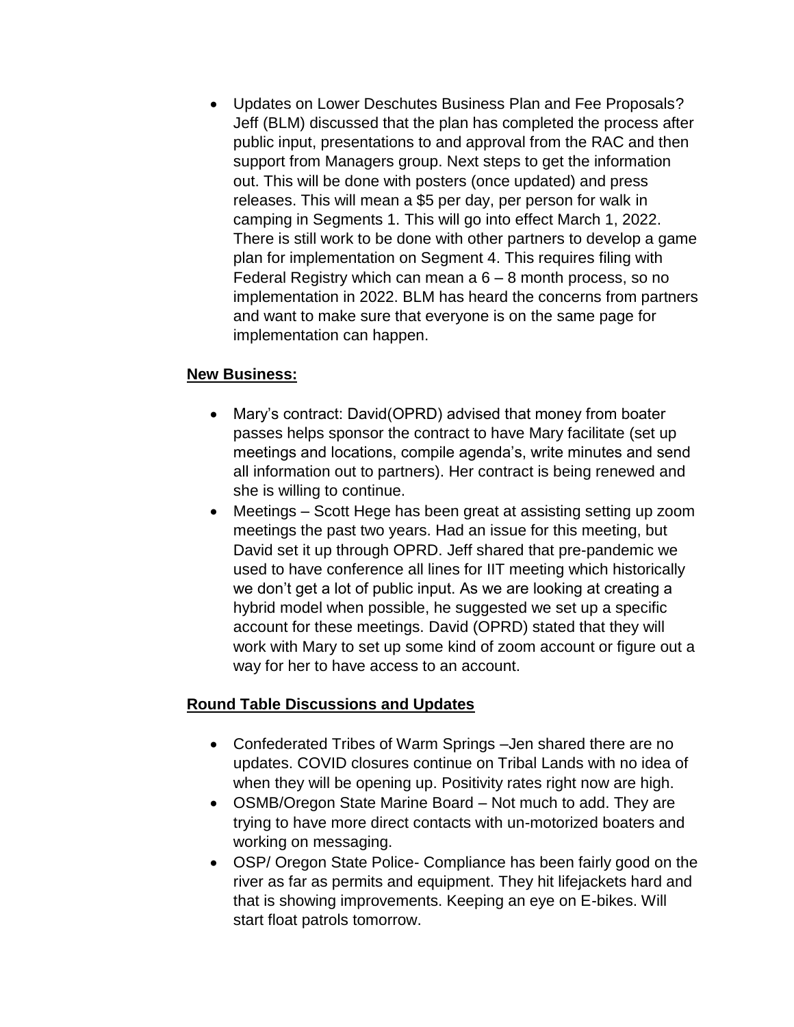- Updates on Lower Deschutes Business Plan and Fee Proposals? Jeff (BLM) discussed that the plan has completed the process after public input, presentations to and approval from the RAC and then support from Managers group. Next steps to get the information out. This will be done with posters (once updated) and press releases. This will mean a $5 per day, per person for walk in camping in Segments 1. This will go into effect March 1, 2022. There is still work to be done with other partners to develop a game plan for implementation on Segment 4. This requires filing with Federal Registry which can mean a 6 – 8 month process, so no implementation in 2022. BLM has heard the concerns from partners and want to make sure that everyone is on the same page for implementation can happen.

**New Business:**

- Mary's contract: David(OPRD) advised that money from boater passes helps sponsor the contract to have Mary facilitate (set up meetings and locations, compile agenda's, write minutes and send all information out to partners). Her contract is being renewed and she is willing to continue.
- Meetings – Scott Hege has been great at assisting setting up zoom meetings the past two years. Had an issue for this meeting, but David set it up through OPRD. Jeff shared that pre-pandemic we used to have conference all lines for IIT meeting which historically we don't get a lot of public input. As we are looking at creating a hybrid model when possible, he suggested we set up a specific account for these meetings. David (OPRD) stated that they will work with Mary to set up some kind of zoom account or figure out a way for her to have access to an account.

**Round Table Discussions and Updates**

- Confederated Tribes of Warm Springs –Jen shared there are no updates. COVID closures continue on Tribal Lands with no idea of when they will be opening up. Positivity rates right now are high.
- OSMB/Oregon State Marine Board – Not much to add. They are trying to have more direct contacts with un-motorized boaters and working on messaging.
- OSP/ Oregon State Police- Compliance has been fairly good on the river as far as permits and equipment. They hit lifejackets hard and that is showing improvements. Keeping an eye on E-bikes. Will start float patrols tomorrow.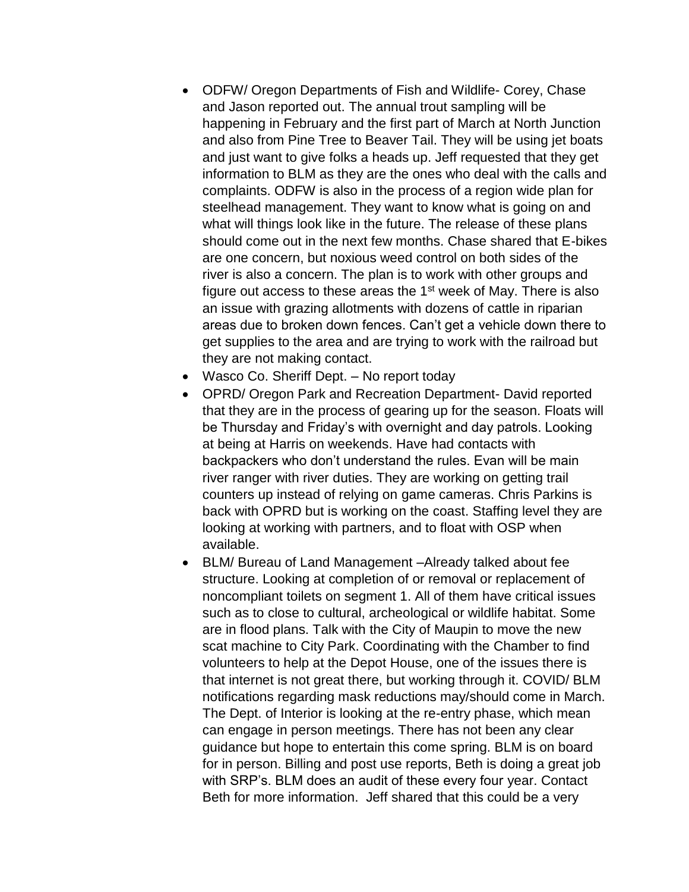- ODFW/ Oregon Departments of Fish and Wildlife- Corey, Chase and Jason reported out. The annual trout sampling will be happening in February and the first part of March at North Junction and also from Pine Tree to Beaver Tail. They will be using jet boats and just want to give folks a heads up. Jeff requested that they get information to BLM as they are the ones who deal with the calls and complaints. ODFW is also in the process of a region wide plan for steelhead management. They want to know what is going on and what will things look like in the future. The release of these plans should come out in the next few months. Chase shared that E-bikes are one concern, but noxious weed control on both sides of the river is also a concern. The plan is to work with other groups and figure out access to these areas the 1st week of May. There is also an issue with grazing allotments with dozens of cattle in riparian areas due to broken down fences. Can't get a vehicle down there to get supplies to the area and are trying to work with the railroad but they are not making contact.
- Wasco Co. Sheriff Dept. – No report today
- OPRD/ Oregon Park and Recreation Department- David reported that they are in the process of gearing up for the season. Floats will be Thursday and Friday's with overnight and day patrols. Looking at being at Harris on weekends. Have had contacts with backpackers who don't understand the rules. Evan will be main river ranger with river duties. They are working on getting trail counters up instead of relying on game cameras. Chris Parkins is back with OPRD but is working on the coast. Staffing level they are looking at working with partners, and to float with OSP when available.
- BLM/ Bureau of Land Management –Already talked about fee structure. Looking at completion of or removal or replacement of noncompliant toilets on segment 1. All of them have critical issues such as to close to cultural, archeological or wildlife habitat. Some are in flood plans. Talk with the City of Maupin to move the new scat machine to City Park. Coordinating with the Chamber to find volunteers to help at the Depot House, one of the issues there is that internet is not great there, but working through it. COVID/ BLM notifications regarding mask reductions may/should come in March. The Dept. of Interior is looking at the re-entry phase, which mean can engage in person meetings. There has not been any clear guidance but hope to entertain this come spring. BLM is on board for in person. Billing and post use reports, Beth is doing a great job with SRP's. BLM does an audit of these every four year. Contact Beth for more information. Jeff shared that this could be a very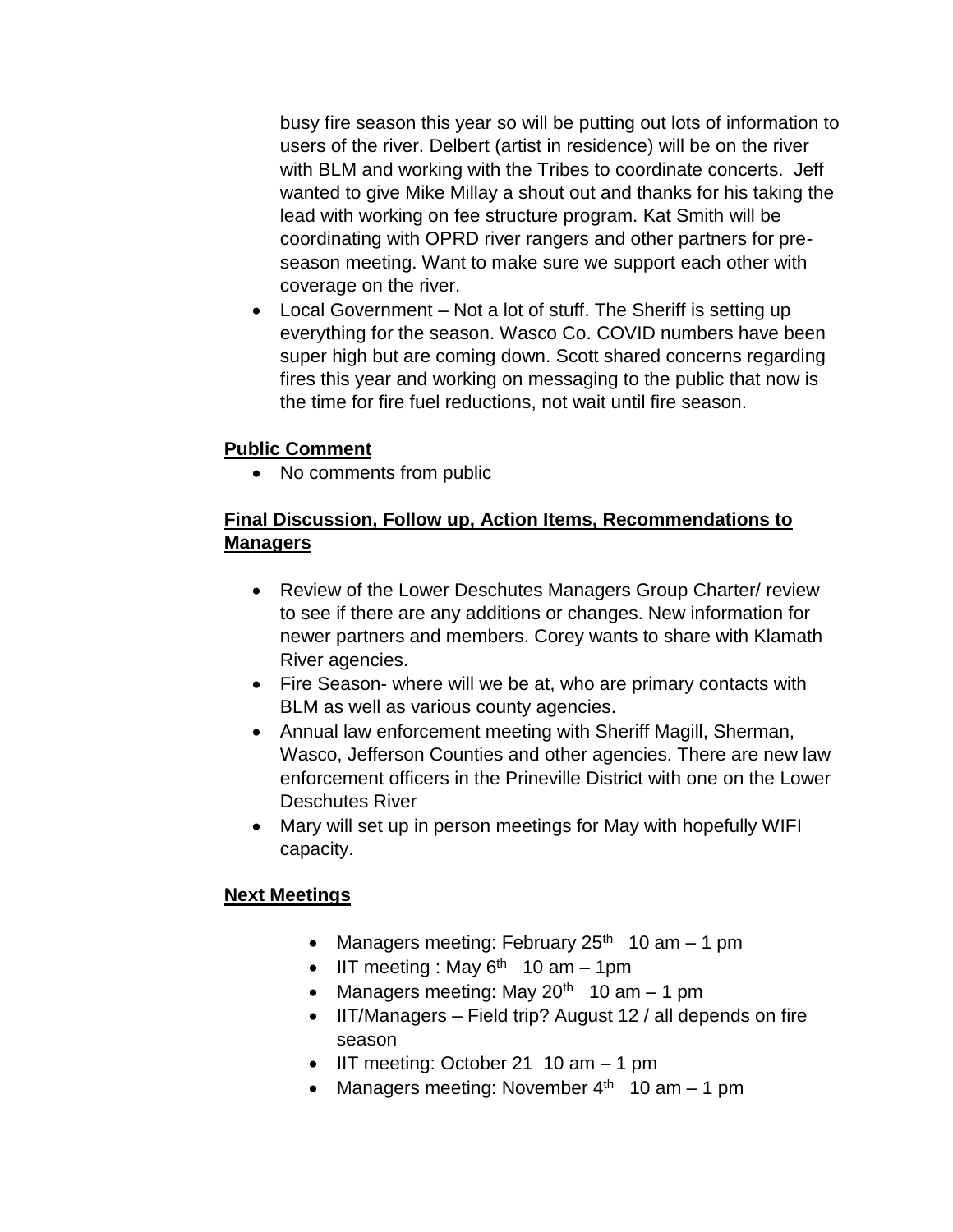busy fire season this year so will be putting out lots of information to users of the river. Delbert (artist in residence) will be on the river with BLM and working with the Tribes to coordinate concerts. Jeff wanted to give Mike Millay a shout out and thanks for his taking the lead with working on fee structure program. Kat Smith will be coordinating with OPRD river rangers and other partners for pre-season meeting. Want to make sure we support each other with coverage on the river.

- Local Government – Not a lot of stuff. The Sheriff is setting up everything for the season. Wasco Co. COVID numbers have been super high but are coming down. Scott shared concerns regarding fires this year and working on messaging to the public that now is the time for fire fuel reductions, not wait until fire season.

**Public Comment**

- No comments from public

**Final Discussion, Follow up, Action Items, Recommendations to Managers**

- Review of the Lower Deschutes Managers Group Charter/ review to see if there are any additions or changes. New information for newer partners and members. Corey wants to share with Klamath River agencies.
- Fire Season- where will we be at, who are primary contacts with BLM as well as various county agencies.
- Annual law enforcement meeting with Sheriff Magill, Sherman, Wasco, Jefferson Counties and other agencies. There are new law enforcement officers in the Prineville District with one on the Lower Deschutes River
- Mary will set up in person meetings for May with hopefully WIFI capacity.

**Next Meetings**

- Managers meeting: February 25th 10 am – 1 pm
- IIT meeting : May 6th 10 am – 1pm
- Managers meeting: May 20th 10 am – 1 pm
- IIT/Managers – Field trip? August 12 / all depends on fire season
- IIT meeting: October 21 10 am – 1 pm
- Managers meeting: November 4th 10 am – 1 pm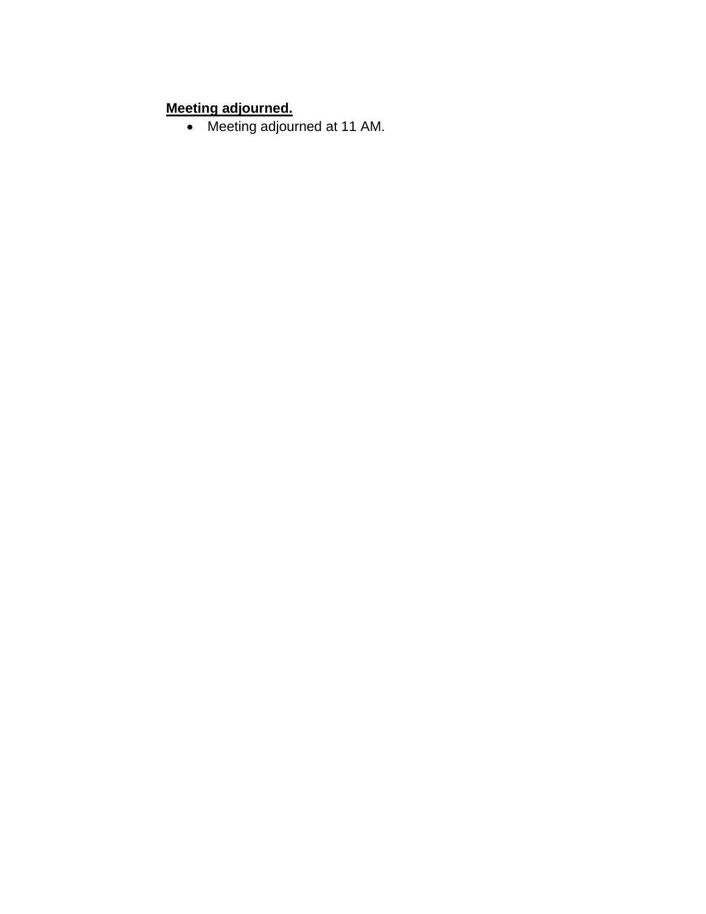**Meeting adjourned.**

- Meeting adjourned at 11 AM.